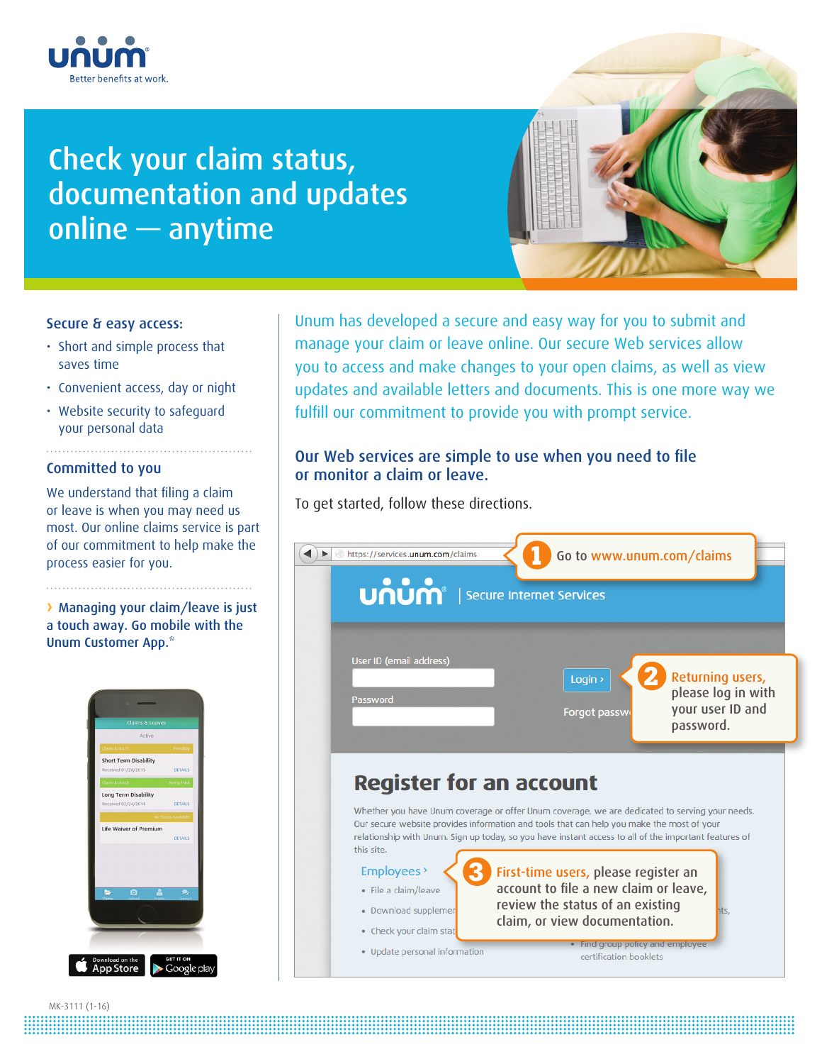unum
Better benefits at work.

# Check your claim status, documentation and updates online — anytime

### Secure & easy access:

- Short and simple process that saves time
- Convenient access, day or night
- Website security to safeguard your personal data

### Committed to you

We understand that filing a claim or leave is when you may need us most. Our online claims service is part of our commitment to help make the process easier for you.

**› Managing your claim/leave is just a touch away. Go mobile with the Unum Customer App.***

Download on the App Store | GET IT ON Google play

Unum has developed a secure and easy way for you to submit and manage your claim or leave online. Our secure Web services allow you to access and make changes to your open claims, as well as view updates and available letters and documents. This is one more way we fulfill our commitment to provide you with prompt service.

### Our Web services are simple to use when you need to file or monitor a claim or leave.

To get started, follow these directions.

1. Go to www.unum.com/claims
2. **Returning users,** please log in with your user ID and password.
3. **First-time users,** please register an account to file a new claim or leave, review the status of an existing claim, or view documentation.

MK-3111 (1-16)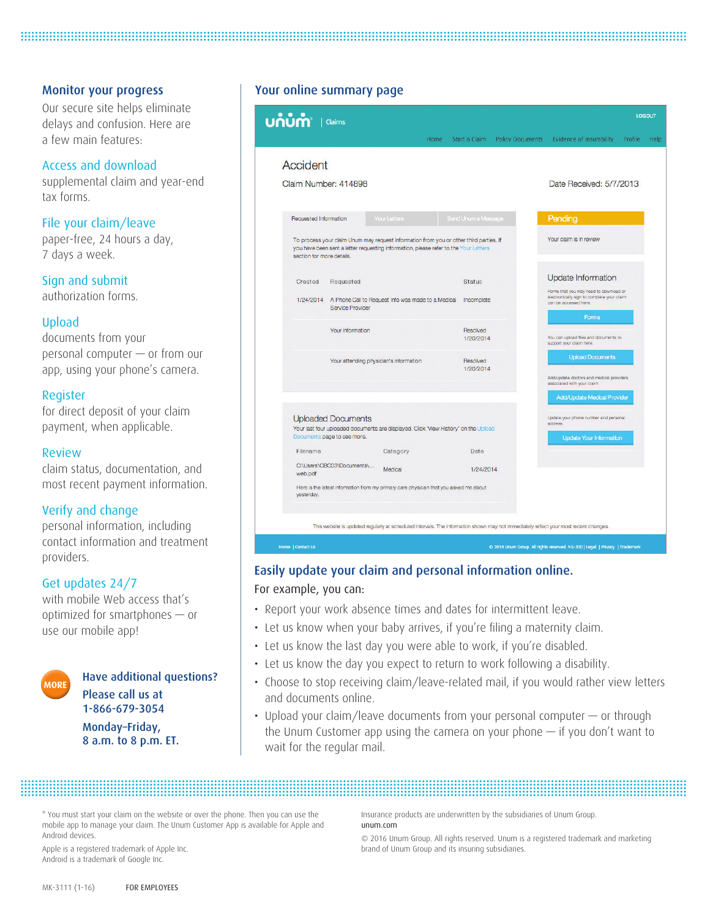## Monitor your progress

Our secure site helps eliminate delays and confusion. Here are a few main features:

**Access and download**
supplemental claim and year-end tax forms.

**File your claim/leave**
paper-free, 24 hours a day, 7 days a week.

**Sign and submit**
authorization forms.

**Upload**
documents from your personal computer — or from our app, using your phone's camera.

**Register**
for direct deposit of your claim payment, when applicable.

**Review**
claim status, documentation, and most recent payment information.

**Verify and change**
personal information, including contact information and treatment providers.

**Get updates 24/7**
with mobile Web access that's optimized for smartphones — or use our mobile app!

MORE

**Have additional questions?**
**Please call us at 1-866-679-3054**
**Monday–Friday, 8 a.m. to 8 p.m. ET.**

## Your online summary page

unum | Claims

LOGOUT

Home Start a Claim Policy Documents Evidence of Insurability Profile Help

Accident

Claim Number: 414898

Date Received: 5/7/2013

Requested Information | Your Letters | Send Unum a Message

To process your claim Unum may request information from you or other third parties. If you have been sent a letter requesting information, please refer to the Your Letters section for more details.

| Created | Requested | Status |
|---|---|---|
| 1/24/2014 | A Phone Call to Request Info was made to a Medical Service Provider | Incomplete |
| | Your information | Resolved 1/20/2014 |
| | Your attending physician's information | Resolved 1/20/2014 |

Pending

Your claim is in review

Update Information

Forms that you may need to download or electronically sign to complete your claim can be accessed here.

Forms

You can upload files and documents to support your claim here.

Upload Documents

Add/update doctors and medical providers associated with your claim.

Add/Update Medical Provider

Update your phone number and personal address.

Update Your Information

Uploaded Documents

Your last four uploaded documents are displayed. Click 'View History' on the Upload Documents page to see more.

| Filename | Category | Date |
|---|---|---|
| C:\Users\OBC03\Documents\...web.pdf | Medical | 1/24/2014 |

Here is the latest information from my primary care physician that you asked me about yesterday.

This website is updated regularly at scheduled intervals. The information shown may not immediately reflect your most recent changes.

Home | Contact Us © 2014 Unum Group. All rights reserved. NS-200 | Legal | Privacy | Trademark

## Easily update your claim and personal information online.

For example, you can:

- Report your work absence times and dates for intermittent leave.
- Let us know when your baby arrives, if you're filing a maternity claim.
- Let us know the last day you were able to work, if you're disabled.
- Let us know the day you expect to return to work following a disability.
- Choose to stop receiving claim/leave-related mail, if you would rather view letters and documents online.
- Upload your claim/leave documents from your personal computer — or through the Unum Customer app using the camera on your phone — if you don't want to wait for the regular mail.

* You must start your claim on the website or over the phone. Then you can use the mobile app to manage your claim. The Unum Customer App is available for Apple and Android devices.

Apple is a registered trademark of Apple Inc.
Android is a trademark of Google Inc.

Insurance products are underwritten by the subsidiaries of Unum Group.
unum.com

© 2016 Unum Group. All rights reserved. Unum is a registered trademark and marketing brand of Unum Group and its insuring subsidiaries.

MK-3111 (1-16) FOR EMPLOYEES